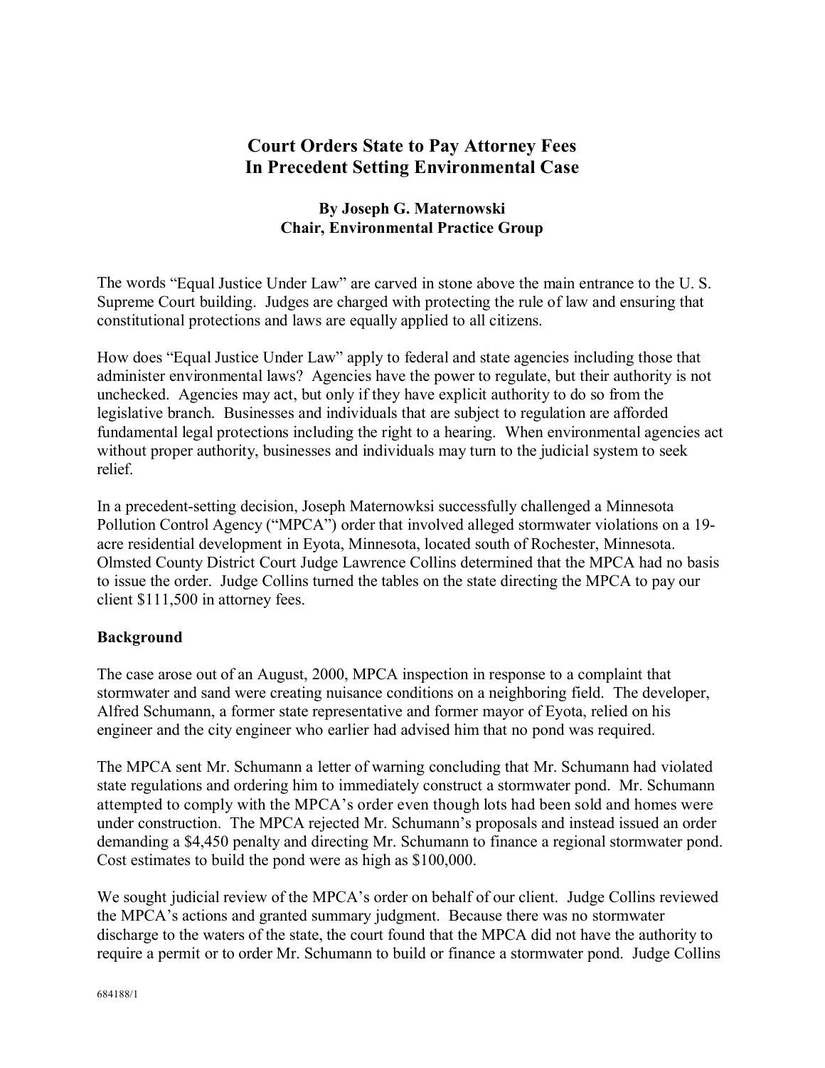# Court Orders State to Pay Attorney Fees In Precedent Setting Environmental Case

**By Joseph G. Maternowski**
**Chair, Environmental Practice Group**

The words "Equal Justice Under Law" are carved in stone above the main entrance to the U. S. Supreme Court building. Judges are charged with protecting the rule of law and ensuring that constitutional protections and laws are equally applied to all citizens.

How does "Equal Justice Under Law" apply to federal and state agencies including those that administer environmental laws? Agencies have the power to regulate, but their authority is not unchecked. Agencies may act, but only if they have explicit authority to do so from the legislative branch. Businesses and individuals that are subject to regulation are afforded fundamental legal protections including the right to a hearing. When environmental agencies act without proper authority, businesses and individuals may turn to the judicial system to seek relief.

In a precedent-setting decision, Joseph Maternowksi successfully challenged a Minnesota Pollution Control Agency ("MPCA") order that involved alleged stormwater violations on a 19-acre residential development in Eyota, Minnesota, located south of Rochester, Minnesota. Olmsted County District Court Judge Lawrence Collins determined that the MPCA had no basis to issue the order. Judge Collins turned the tables on the state directing the MPCA to pay our client $111,500 in attorney fees.

## Background

The case arose out of an August, 2000, MPCA inspection in response to a complaint that stormwater and sand were creating nuisance conditions on a neighboring field. The developer, Alfred Schumann, a former state representative and former mayor of Eyota, relied on his engineer and the city engineer who earlier had advised him that no pond was required.

The MPCA sent Mr. Schumann a letter of warning concluding that Mr. Schumann had violated state regulations and ordering him to immediately construct a stormwater pond. Mr. Schumann attempted to comply with the MPCA's order even though lots had been sold and homes were under construction. The MPCA rejected Mr. Schumann's proposals and instead issued an order demanding a $4,450 penalty and directing Mr. Schumann to finance a regional stormwater pond. Cost estimates to build the pond were as high as $100,000.

We sought judicial review of the MPCA's order on behalf of our client. Judge Collins reviewed the MPCA's actions and granted summary judgment. Because there was no stormwater discharge to the waters of the state, the court found that the MPCA did not have the authority to require a permit or to order Mr. Schumann to build or finance a stormwater pond. Judge Collins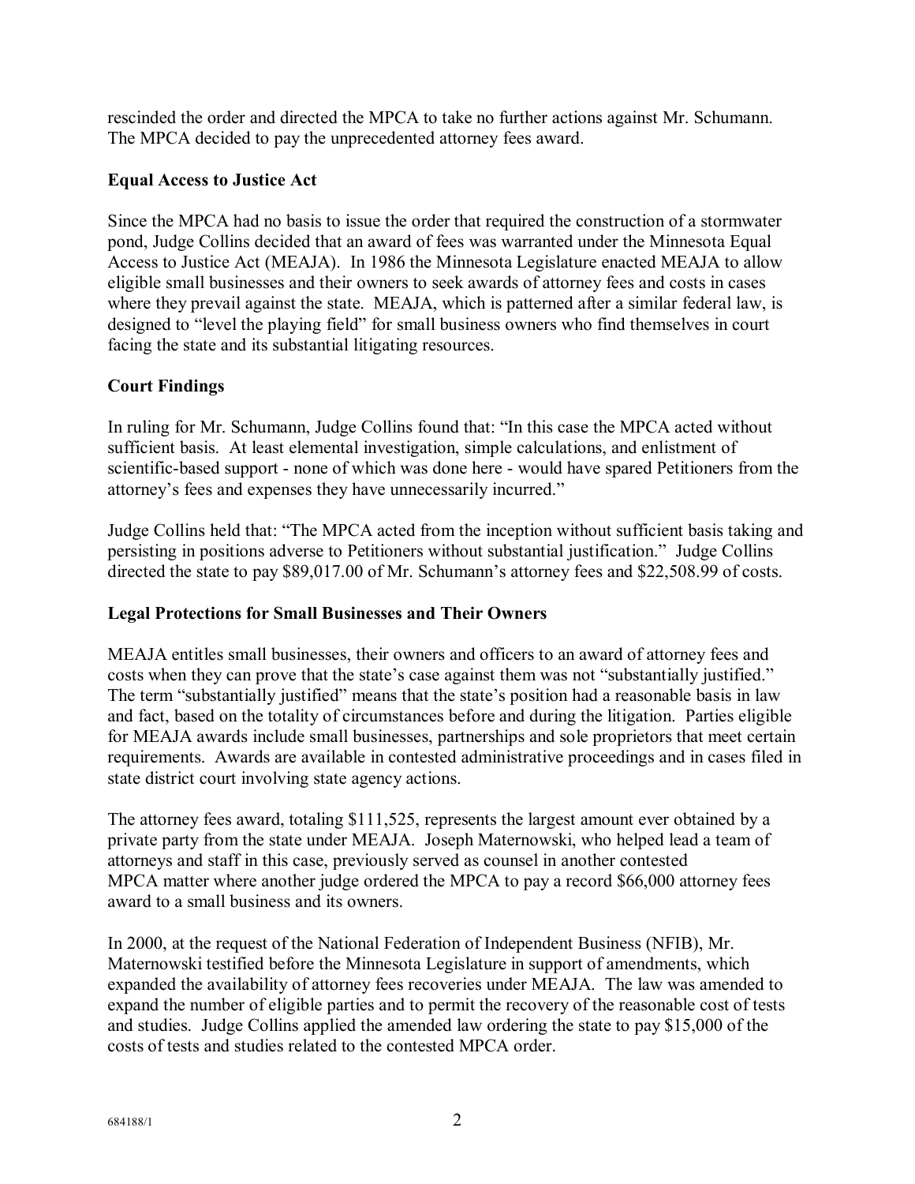rescinded the order and directed the MPCA to take no further actions against Mr. Schumann. The MPCA decided to pay the unprecedented attorney fees award.

**Equal Access to Justice Act**

Since the MPCA had no basis to issue the order that required the construction of a stormwater pond, Judge Collins decided that an award of fees was warranted under the Minnesota Equal Access to Justice Act (MEAJA). In 1986 the Minnesota Legislature enacted MEAJA to allow eligible small businesses and their owners to seek awards of attorney fees and costs in cases where they prevail against the state. MEAJA, which is patterned after a similar federal law, is designed to "level the playing field" for small business owners who find themselves in court facing the state and its substantial litigating resources.

**Court Findings**

In ruling for Mr. Schumann, Judge Collins found that: "In this case the MPCA acted without sufficient basis. At least elemental investigation, simple calculations, and enlistment of scientific-based support - none of which was done here - would have spared Petitioners from the attorney's fees and expenses they have unnecessarily incurred."

Judge Collins held that: "The MPCA acted from the inception without sufficient basis taking and persisting in positions adverse to Petitioners without substantial justification." Judge Collins directed the state to pay $89,017.00 of Mr. Schumann's attorney fees and $22,508.99 of costs.

**Legal Protections for Small Businesses and Their Owners**

MEAJA entitles small businesses, their owners and officers to an award of attorney fees and costs when they can prove that the state's case against them was not "substantially justified." The term "substantially justified" means that the state's position had a reasonable basis in law and fact, based on the totality of circumstances before and during the litigation. Parties eligible for MEAJA awards include small businesses, partnerships and sole proprietors that meet certain requirements. Awards are available in contested administrative proceedings and in cases filed in state district court involving state agency actions.

The attorney fees award, totaling $111,525, represents the largest amount ever obtained by a private party from the state under MEAJA. Joseph Maternowski, who helped lead a team of attorneys and staff in this case, previously served as counsel in another contested MPCA matter where another judge ordered the MPCA to pay a record $66,000 attorney fees award to a small business and its owners.

In 2000, at the request of the National Federation of Independent Business (NFIB), Mr. Maternowski testified before the Minnesota Legislature in support of amendments, which expanded the availability of attorney fees recoveries under MEAJA. The law was amended to expand the number of eligible parties and to permit the recovery of the reasonable cost of tests and studies. Judge Collins applied the amended law ordering the state to pay $15,000 of the costs of tests and studies related to the contested MPCA order.

684188/1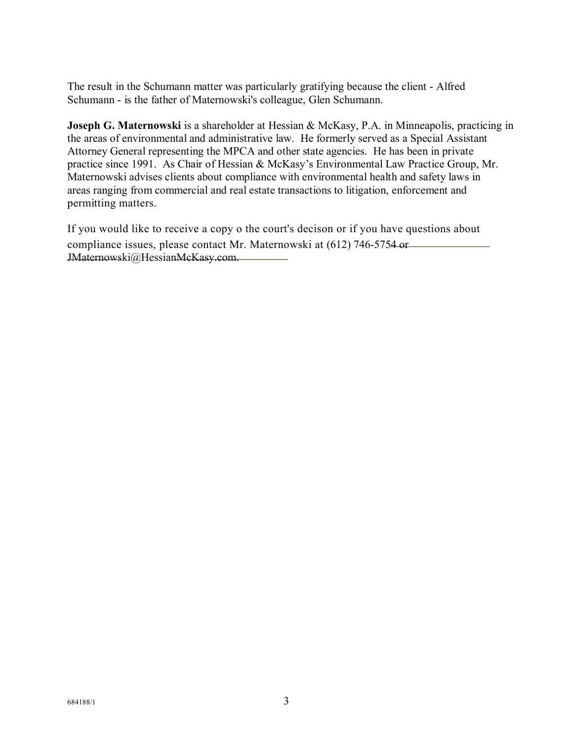The result in the Schumann matter was particularly gratifying because the client - Alfred Schumann - is the father of Maternowski's colleague, Glen Schumann.

**Joseph G. Maternowski** is a shareholder at Hessian & McKasy, P.A. in Minneapolis, practicing in the areas of environmental and administrative law. He formerly served as a Special Assistant Attorney General representing the MPCA and other state agencies. He has been in private practice since 1991. As Chair of Hessian & McKasy's Environmental Law Practice Group, Mr. Maternowski advises clients about compliance with environmental health and safety laws in areas ranging from commercial and real estate transactions to litigation, enforcement and permitting matters.

If you would like to receive a copy o the court's decison or if you have questions about compliance issues, please contact Mr. Maternowski at (612) 746-5754 or JMaternowski@HessianMcKasy.com.